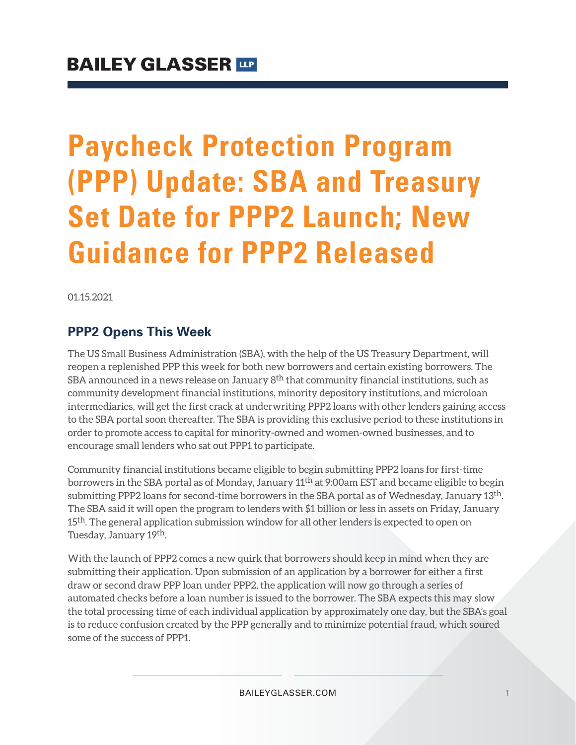BAILEY GLASSER LLP

# Paycheck Protection Program (PPP) Update: SBA and Treasury Set Date for PPP2 Launch; New Guidance for PPP2 Released

01.15.2021

## PPP2 Opens This Week

The US Small Business Administration (SBA), with the help of the US Treasury Department, will reopen a replenished PPP this week for both new borrowers and certain existing borrowers. The SBA announced in a news release on January 8th that community financial institutions, such as community development financial institutions, minority depository institutions, and microloan intermediaries, will get the first crack at underwriting PPP2 loans with other lenders gaining access to the SBA portal soon thereafter. The SBA is providing this exclusive period to these institutions in order to promote access to capital for minority-owned and women-owned businesses, and to encourage small lenders who sat out PPP1 to participate.

Community financial institutions became eligible to begin submitting PPP2 loans for first-time borrowers in the SBA portal as of Monday, January 11th at 9:00am EST and became eligible to begin submitting PPP2 loans for second-time borrowers in the SBA portal as of Wednesday, January 13th. The SBA said it will open the program to lenders with $1 billion or less in assets on Friday, January 15th. The general application submission window for all other lenders is expected to open on Tuesday, January 19th.

With the launch of PPP2 comes a new quirk that borrowers should keep in mind when they are submitting their application. Upon submission of an application by a borrower for either a first draw or second draw PPP loan under PPP2, the application will now go through a series of automated checks before a loan number is issued to the borrower. The SBA expects this may slow the total processing time of each individual application by approximately one day, but the SBA's goal is to reduce confusion created by the PPP generally and to minimize potential fraud, which soured some of the success of PPP1.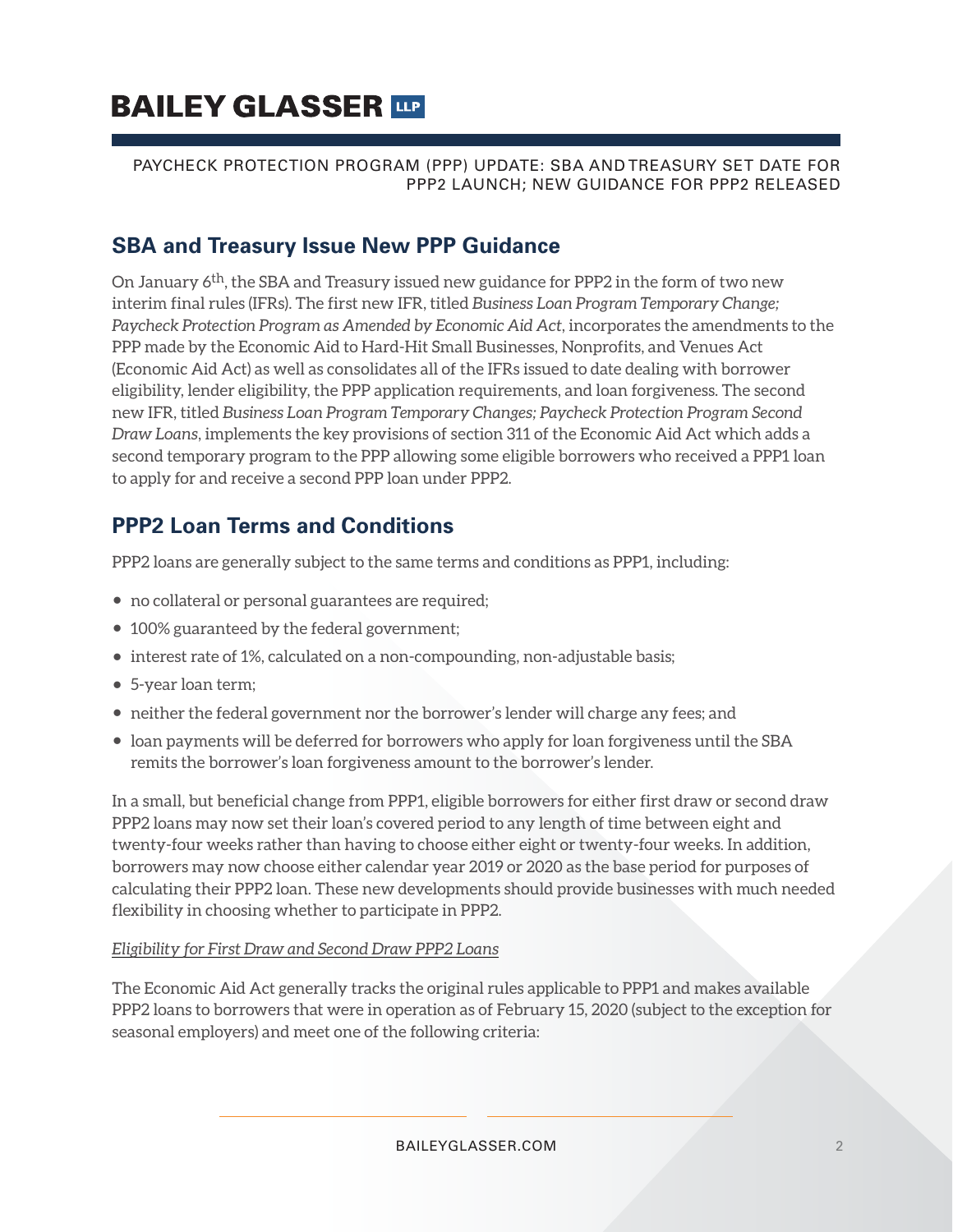## SBA and Treasury Issue New PPP Guidance

On January 6th, the SBA and Treasury issued new guidance for PPP2 in the form of two new interim final rules (IFRs). The first new IFR, titled *Business Loan Program Temporary Change; Paycheck Protection Program as Amended by Economic Aid Act*, incorporates the amendments to the PPP made by the Economic Aid to Hard-Hit Small Businesses, Nonprofits, and Venues Act (Economic Aid Act) as well as consolidates all of the IFRs issued to date dealing with borrower eligibility, lender eligibility, the PPP application requirements, and loan forgiveness. The second new IFR, titled *Business Loan Program Temporary Changes; Paycheck Protection Program Second Draw Loans*, implements the key provisions of section 311 of the Economic Aid Act which adds a second temporary program to the PPP allowing some eligible borrowers who received a PPP1 loan to apply for and receive a second PPP loan under PPP2.

## PPP2 Loan Terms and Conditions

PPP2 loans are generally subject to the same terms and conditions as PPP1, including:

- no collateral or personal guarantees are required;
- 100% guaranteed by the federal government;
- interest rate of 1%, calculated on a non-compounding, non-adjustable basis;
- 5-year loan term;
- neither the federal government nor the borrower's lender will charge any fees; and
- loan payments will be deferred for borrowers who apply for loan forgiveness until the SBA remits the borrower's loan forgiveness amount to the borrower's lender.

In a small, but beneficial change from PPP1, eligible borrowers for either first draw or second draw PPP2 loans may now set their loan's covered period to any length of time between eight and twenty-four weeks rather than having to choose either eight or twenty-four weeks. In addition, borrowers may now choose either calendar year 2019 or 2020 as the base period for purposes of calculating their PPP2 loan. These new developments should provide businesses with much needed flexibility in choosing whether to participate in PPP2.

*Eligibility for First Draw and Second Draw PPP2 Loans*

The Economic Aid Act generally tracks the original rules applicable to PPP1 and makes available PPP2 loans to borrowers that were in operation as of February 15, 2020 (subject to the exception for seasonal employers) and meet one of the following criteria: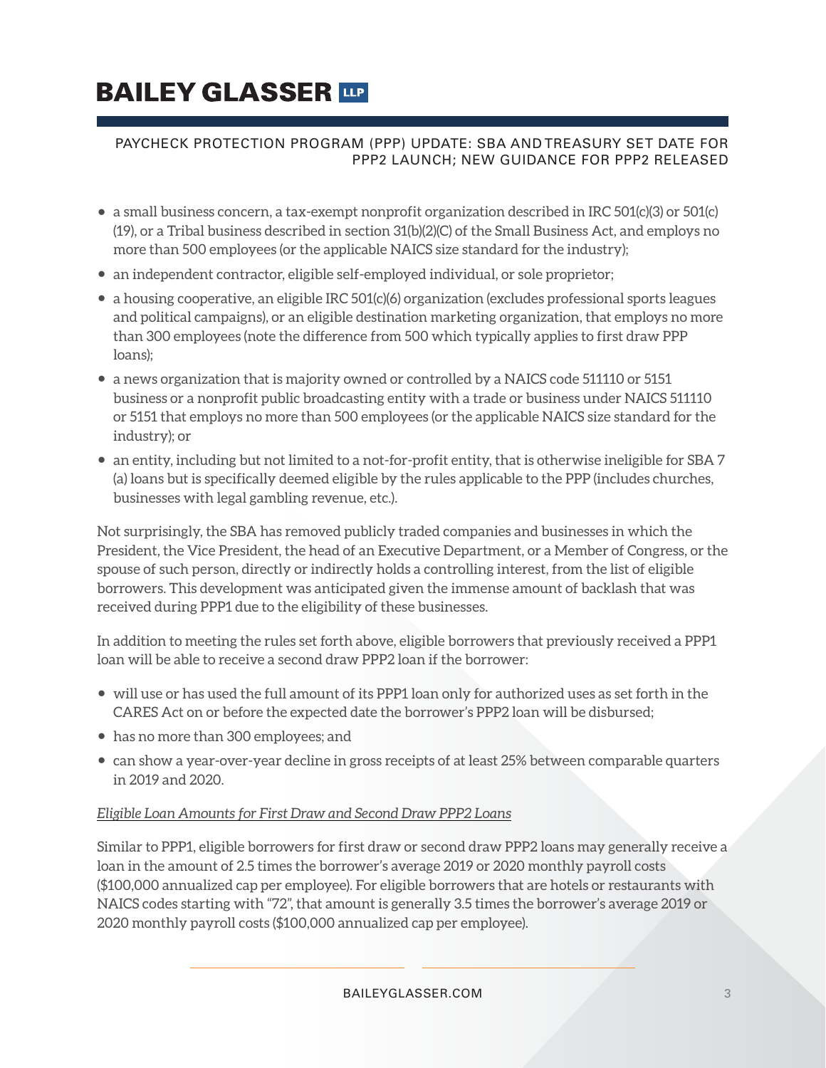- a small business concern, a tax-exempt nonprofit organization described in IRC 501(c)(3) or 501(c)(19), or a Tribal business described in section 31(b)(2)(C) of the Small Business Act, and employs no more than 500 employees (or the applicable NAICS size standard for the industry);
- an independent contractor, eligible self-employed individual, or sole proprietor;
- a housing cooperative, an eligible IRC 501(c)(6) organization (excludes professional sports leagues and political campaigns), or an eligible destination marketing organization, that employs no more than 300 employees (note the difference from 500 which typically applies to first draw PPP loans);
- a news organization that is majority owned or controlled by a NAICS code 511110 or 5151 business or a nonprofit public broadcasting entity with a trade or business under NAICS 511110 or 5151 that employs no more than 500 employees (or the applicable NAICS size standard for the industry); or
- an entity, including but not limited to a not-for-profit entity, that is otherwise ineligible for SBA 7(a) loans but is specifically deemed eligible by the rules applicable to the PPP (includes churches, businesses with legal gambling revenue, etc.).

Not surprisingly, the SBA has removed publicly traded companies and businesses in which the President, the Vice President, the head of an Executive Department, or a Member of Congress, or the spouse of such person, directly or indirectly holds a controlling interest, from the list of eligible borrowers. This development was anticipated given the immense amount of backlash that was received during PPP1 due to the eligibility of these businesses.

In addition to meeting the rules set forth above, eligible borrowers that previously received a PPP1 loan will be able to receive a second draw PPP2 loan if the borrower:

- will use or has used the full amount of its PPP1 loan only for authorized uses as set forth in the CARES Act on or before the expected date the borrower's PPP2 loan will be disbursed;
- has no more than 300 employees; and
- can show a year-over-year decline in gross receipts of at least 25% between comparable quarters in 2019 and 2020.

*Eligible Loan Amounts for First Draw and Second Draw PPP2 Loans*

Similar to PPP1, eligible borrowers for first draw or second draw PPP2 loans may generally receive a loan in the amount of 2.5 times the borrower's average 2019 or 2020 monthly payroll costs ($100,000 annualized cap per employee). For eligible borrowers that are hotels or restaurants with NAICS codes starting with "72", that amount is generally 3.5 times the borrower's average 2019 or 2020 monthly payroll costs ($100,000 annualized cap per employee).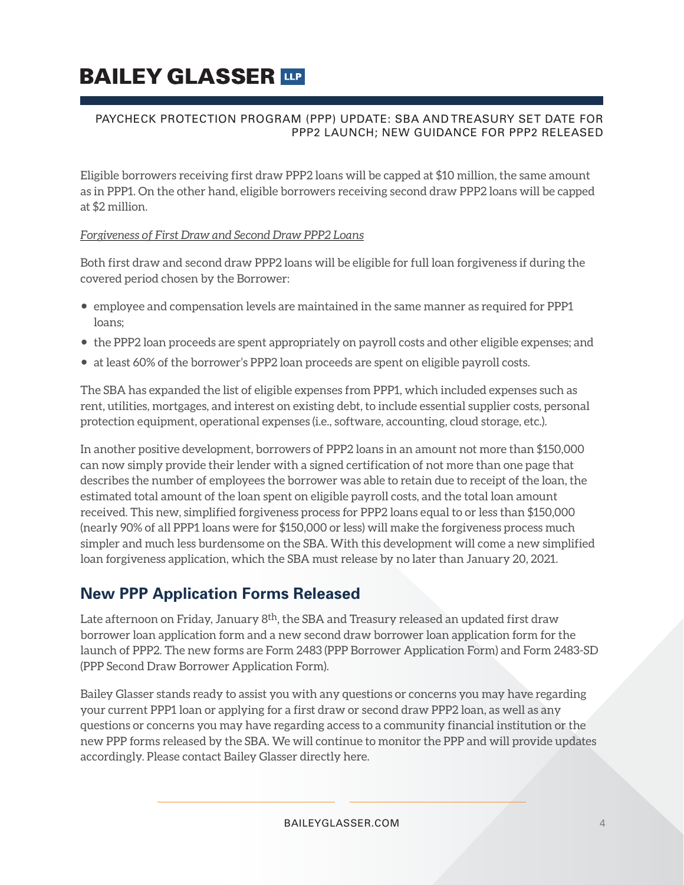Eligible borrowers receiving first draw PPP2 loans will be capped at $10 million, the same amount as in PPP1. On the other hand, eligible borrowers receiving second draw PPP2 loans will be capped at $2 million.

*Forgiveness of First Draw and Second Draw PPP2 Loans*

Both first draw and second draw PPP2 loans will be eligible for full loan forgiveness if during the covered period chosen by the Borrower:

- employee and compensation levels are maintained in the same manner as required for PPP1 loans;
- the PPP2 loan proceeds are spent appropriately on payroll costs and other eligible expenses; and
- at least 60% of the borrower's PPP2 loan proceeds are spent on eligible payroll costs.

The SBA has expanded the list of eligible expenses from PPP1, which included expenses such as rent, utilities, mortgages, and interest on existing debt, to include essential supplier costs, personal protection equipment, operational expenses (i.e., software, accounting, cloud storage, etc.).

In another positive development, borrowers of PPP2 loans in an amount not more than $150,000 can now simply provide their lender with a signed certification of not more than one page that describes the number of employees the borrower was able to retain due to receipt of the loan, the estimated total amount of the loan spent on eligible payroll costs, and the total loan amount received. This new, simplified forgiveness process for PPP2 loans equal to or less than $150,000 (nearly 90% of all PPP1 loans were for $150,000 or less) will make the forgiveness process much simpler and much less burdensome on the SBA. With this development will come a new simplified loan forgiveness application, which the SBA must release by no later than January 20, 2021.

## New PPP Application Forms Released

Late afternoon on Friday, January 8th, the SBA and Treasury released an updated first draw borrower loan application form and a new second draw borrower loan application form for the launch of PPP2. The new forms are Form 2483 (PPP Borrower Application Form) and Form 2483-SD (PPP Second Draw Borrower Application Form).

Bailey Glasser stands ready to assist you with any questions or concerns you may have regarding your current PPP1 loan or applying for a first draw or second draw PPP2 loan, as well as any questions or concerns you may have regarding access to a community financial institution or the new PPP forms released by the SBA. We will continue to monitor the PPP and will provide updates accordingly. Please contact Bailey Glasser directly here.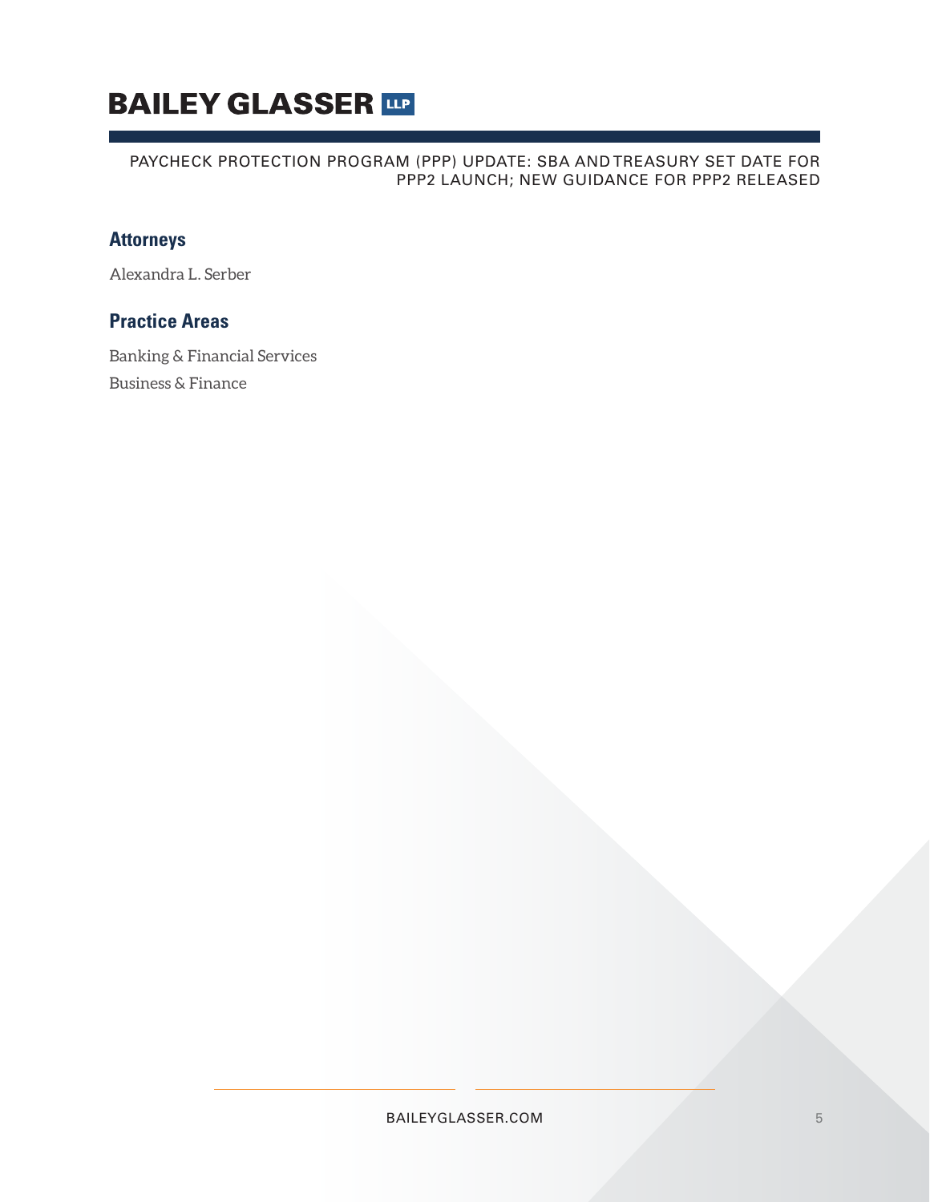## Attorneys

Alexandra L. Serber

## Practice Areas

Banking & Financial Services

Business & Finance